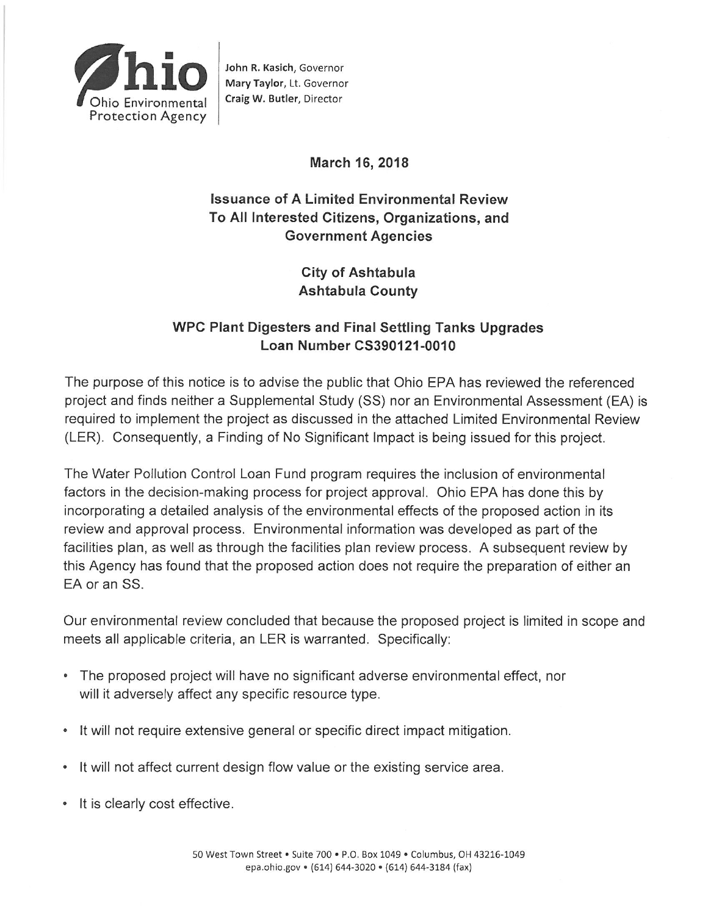Ohio Environmental Protection Agency

John R. Kasich, Governor
Mary Taylor, Lt. Governor
Craig W. Butler, Director

**March 16, 2018**

## Issuance of A Limited Environmental Review To All Interested Citizens, Organizations, and Government Agencies

### City of Ashtabula
### Ashtabula County

### WPC Plant Digesters and Final Settling Tanks Upgrades
### Loan Number CS390121-0010

The purpose of this notice is to advise the public that Ohio EPA has reviewed the referenced project and finds neither a Supplemental Study (SS) nor an Environmental Assessment (EA) is required to implement the project as discussed in the attached Limited Environmental Review (LER). Consequently, a Finding of No Significant Impact is being issued for this project.

The Water Pollution Control Loan Fund program requires the inclusion of environmental factors in the decision-making process for project approval. Ohio EPA has done this by incorporating a detailed analysis of the environmental effects of the proposed action in its review and approval process. Environmental information was developed as part of the facilities plan, as well as through the facilities plan review process. A subsequent review by this Agency has found that the proposed action does not require the preparation of either an EA or an SS.

Our environmental review concluded that because the proposed project is limited in scope and meets all applicable criteria, an LER is warranted. Specifically:

- The proposed project will have no significant adverse environmental effect, nor will it adversely affect any specific resource type.
- It will not require extensive general or specific direct impact mitigation.
- It will not affect current design flow value or the existing service area.
- It is clearly cost effective.

50 West Town Street • Suite 700 • P.O. Box 1049 • Columbus, OH 43216-1049
epa.ohio.gov • (614) 644-3020 • (614) 644-3184 (fax)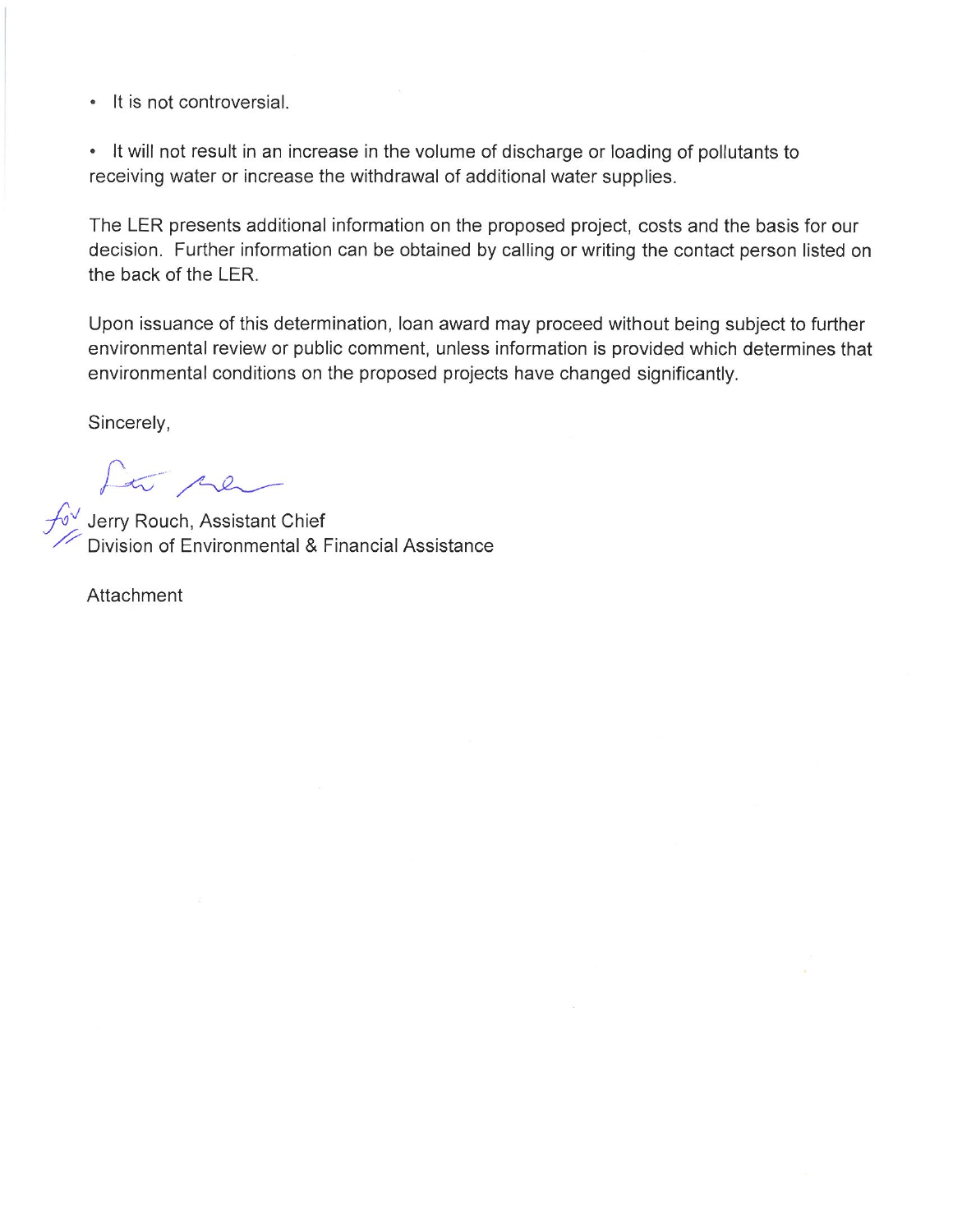- It is not controversial.

- It will not result in an increase in the volume of discharge or loading of pollutants to receiving water or increase the withdrawal of additional water supplies.

The LER presents additional information on the proposed project, costs and the basis for our decision. Further information can be obtained by calling or writing the contact person listed on the back of the LER.

Upon issuance of this determination, loan award may proceed without being subject to further environmental review or public comment, unless information is provided which determines that environmental conditions on the proposed projects have changed significantly.

Sincerely,

for Jerry Rouch, Assistant Chief
Division of Environmental & Financial Assistance

Attachment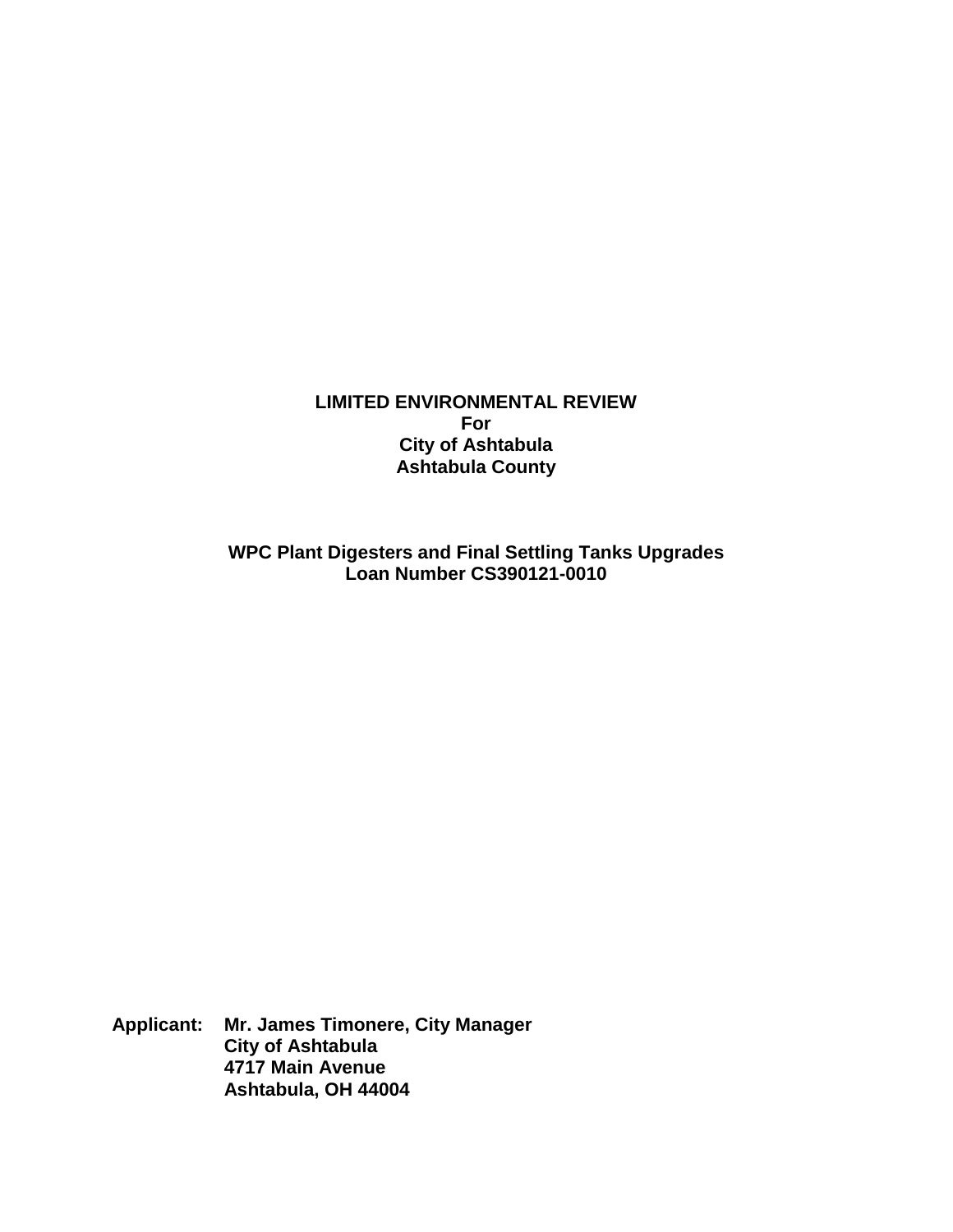# LIMITED ENVIRONMENTAL REVIEW
**For**
**City of Ashtabula**
**Ashtabula County**

**WPC Plant Digesters and Final Settling Tanks Upgrades**
**Loan Number CS390121-0010**

**Applicant:** **Mr. James Timonere, City Manager**
**City of Ashtabula**
**4717 Main Avenue**
**Ashtabula, OH 44004**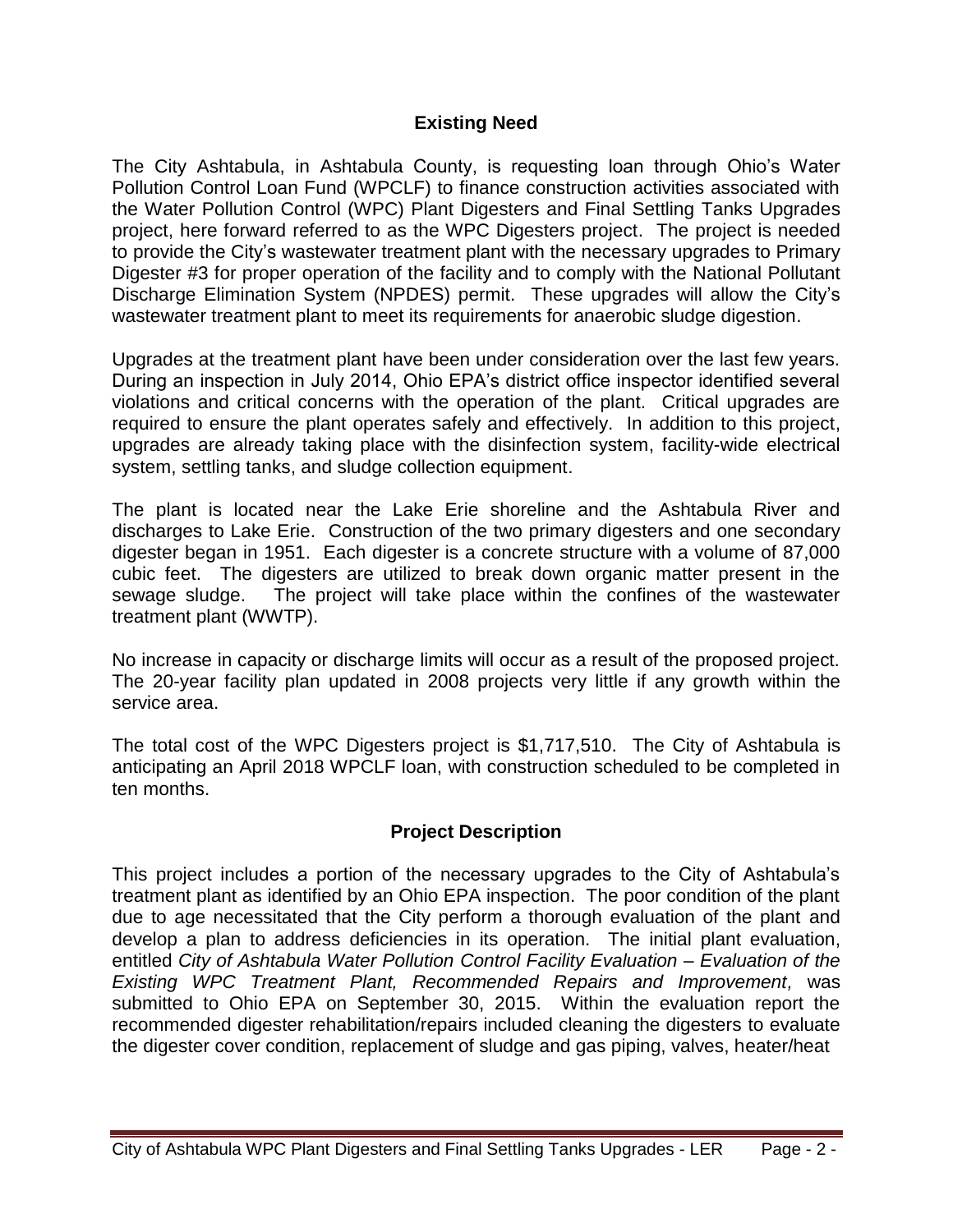## Existing Need

The City Ashtabula, in Ashtabula County, is requesting loan through Ohio's Water Pollution Control Loan Fund (WPCLF) to finance construction activities associated with the Water Pollution Control (WPC) Plant Digesters and Final Settling Tanks Upgrades project, here forward referred to as the WPC Digesters project. The project is needed to provide the City's wastewater treatment plant with the necessary upgrades to Primary Digester #3 for proper operation of the facility and to comply with the National Pollutant Discharge Elimination System (NPDES) permit. These upgrades will allow the City's wastewater treatment plant to meet its requirements for anaerobic sludge digestion.

Upgrades at the treatment plant have been under consideration over the last few years. During an inspection in July 2014, Ohio EPA's district office inspector identified several violations and critical concerns with the operation of the plant. Critical upgrades are required to ensure the plant operates safely and effectively. In addition to this project, upgrades are already taking place with the disinfection system, facility-wide electrical system, settling tanks, and sludge collection equipment.

The plant is located near the Lake Erie shoreline and the Ashtabula River and discharges to Lake Erie. Construction of the two primary digesters and one secondary digester began in 1951. Each digester is a concrete structure with a volume of 87,000 cubic feet. The digesters are utilized to break down organic matter present in the sewage sludge. The project will take place within the confines of the wastewater treatment plant (WWTP).

No increase in capacity or discharge limits will occur as a result of the proposed project. The 20-year facility plan updated in 2008 projects very little if any growth within the service area.

The total cost of the WPC Digesters project is $1,717,510. The City of Ashtabula is anticipating an April 2018 WPCLF loan, with construction scheduled to be completed in ten months.

## Project Description

This project includes a portion of the necessary upgrades to the City of Ashtabula's treatment plant as identified by an Ohio EPA inspection. The poor condition of the plant due to age necessitated that the City perform a thorough evaluation of the plant and develop a plan to address deficiencies in its operation. The initial plant evaluation, entitled *City of Ashtabula Water Pollution Control Facility Evaluation – Evaluation of the Existing WPC Treatment Plant, Recommended Repairs and Improvement,* was submitted to Ohio EPA on September 30, 2015. Within the evaluation report the recommended digester rehabilitation/repairs included cleaning the digesters to evaluate the digester cover condition, replacement of sludge and gas piping, valves, heater/heat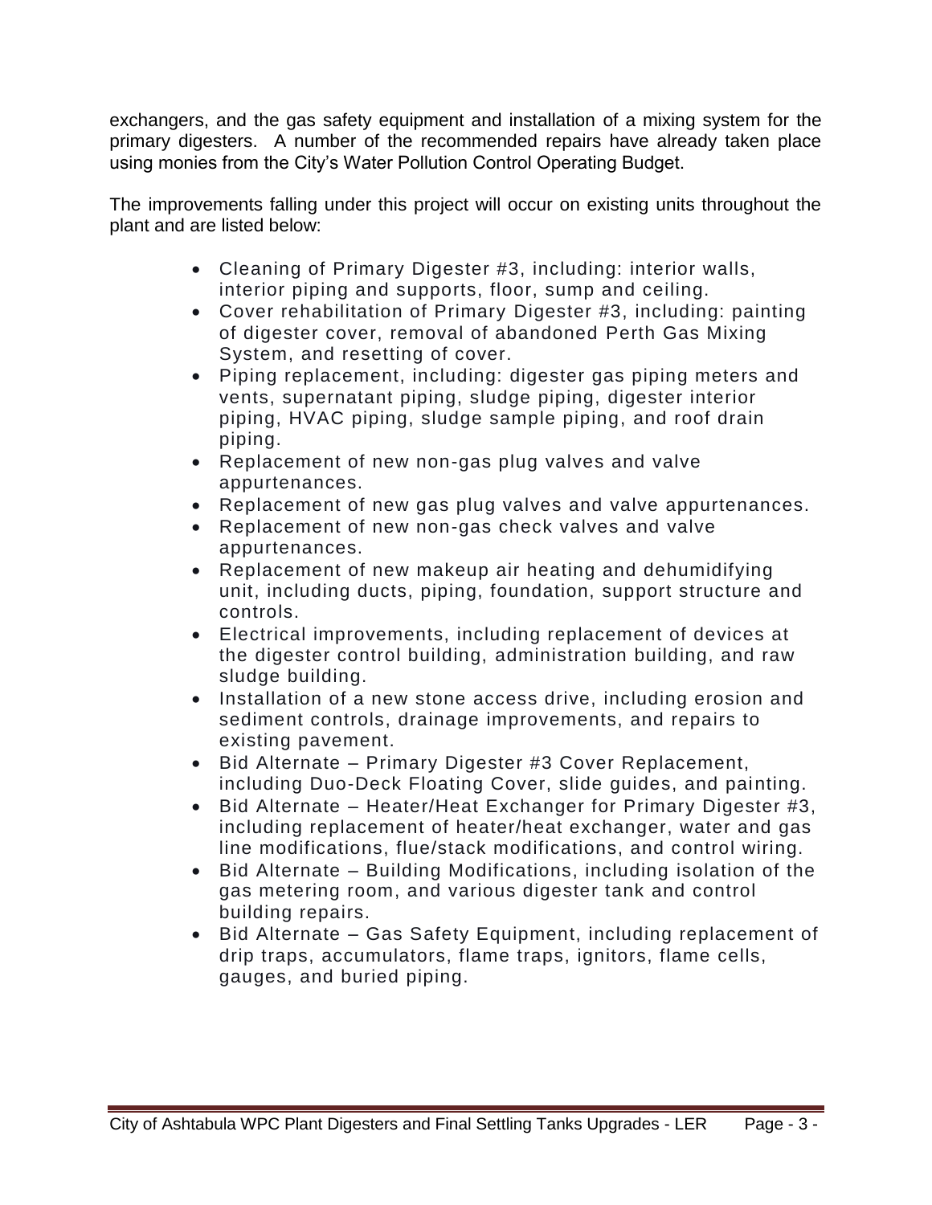exchangers, and the gas safety equipment and installation of a mixing system for the primary digesters. A number of the recommended repairs have already taken place using monies from the City's Water Pollution Control Operating Budget.

The improvements falling under this project will occur on existing units throughout the plant and are listed below:

- Cleaning of Primary Digester #3, including: interior walls, interior piping and supports, floor, sump and ceiling.
- Cover rehabilitation of Primary Digester #3, including: painting of digester cover, removal of abandoned Perth Gas Mixing System, and resetting of cover.
- Piping replacement, including: digester gas piping meters and vents, supernatant piping, sludge piping, digester interior piping, HVAC piping, sludge sample piping, and roof drain piping.
- Replacement of new non-gas plug valves and valve appurtenances.
- Replacement of new gas plug valves and valve appurtenances.
- Replacement of new non-gas check valves and valve appurtenances.
- Replacement of new makeup air heating and dehumidifying unit, including ducts, piping, foundation, support structure and controls.
- Electrical improvements, including replacement of devices at the digester control building, administration building, and raw sludge building.
- Installation of a new stone access drive, including erosion and sediment controls, drainage improvements, and repairs to existing pavement.
- Bid Alternate – Primary Digester #3 Cover Replacement, including Duo-Deck Floating Cover, slide guides, and painting.
- Bid Alternate – Heater/Heat Exchanger for Primary Digester #3, including replacement of heater/heat exchanger, water and gas line modifications, flue/stack modifications, and control wiring.
- Bid Alternate – Building Modifications, including isolation of the gas metering room, and various digester tank and control building repairs.
- Bid Alternate – Gas Safety Equipment, including replacement of drip traps, accumulators, flame traps, ignitors, flame cells, gauges, and buried piping.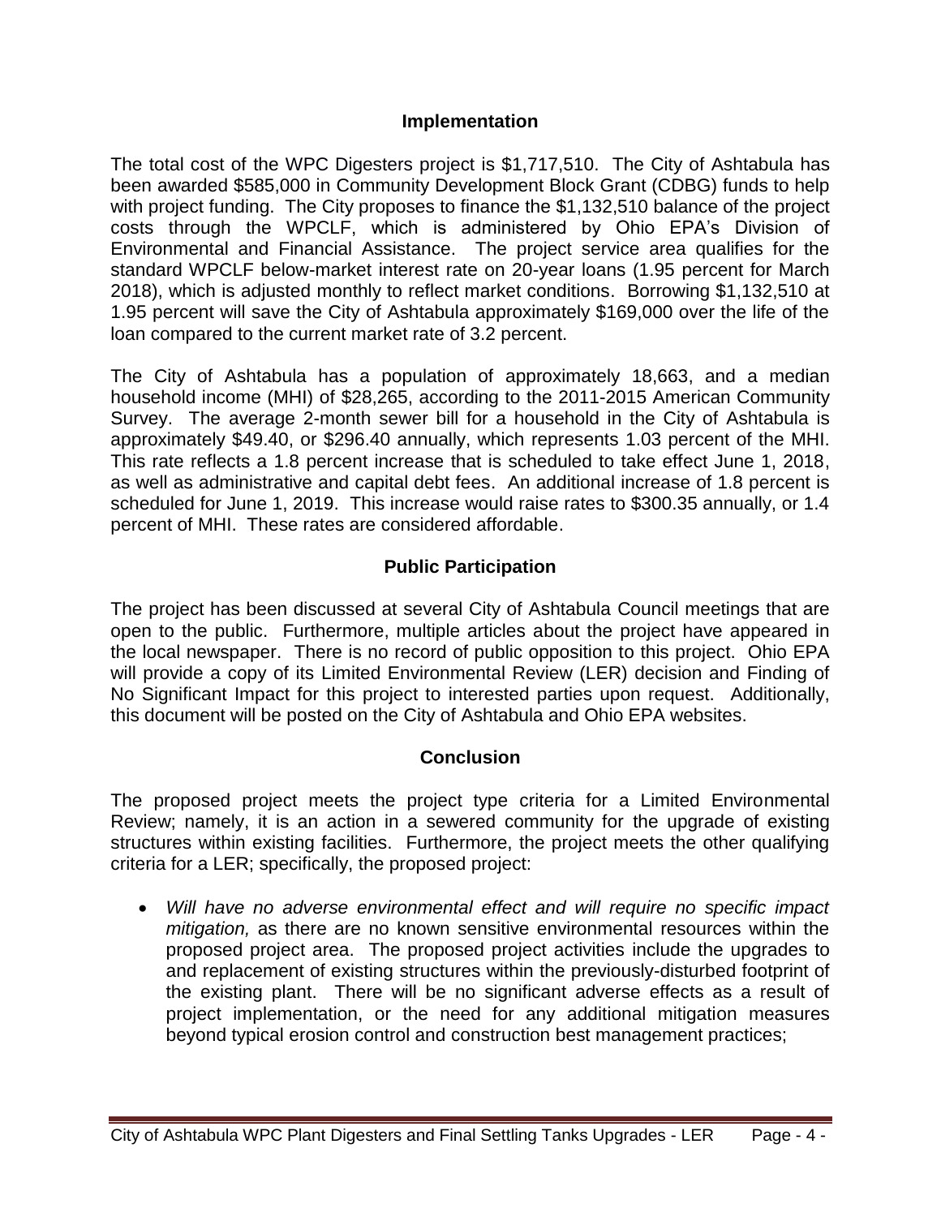## Implementation

The total cost of the WPC Digesters project is $1,717,510. The City of Ashtabula has been awarded $585,000 in Community Development Block Grant (CDBG) funds to help with project funding. The City proposes to finance the $1,132,510 balance of the project costs through the WPCLF, which is administered by Ohio EPA's Division of Environmental and Financial Assistance. The project service area qualifies for the standard WPCLF below-market interest rate on 20-year loans (1.95 percent for March 2018), which is adjusted monthly to reflect market conditions. Borrowing $1,132,510 at 1.95 percent will save the City of Ashtabula approximately $169,000 over the life of the loan compared to the current market rate of 3.2 percent.

The City of Ashtabula has a population of approximately 18,663, and a median household income (MHI) of $28,265, according to the 2011-2015 American Community Survey. The average 2-month sewer bill for a household in the City of Ashtabula is approximately $49.40, or $296.40 annually, which represents 1.03 percent of the MHI. This rate reflects a 1.8 percent increase that is scheduled to take effect June 1, 2018, as well as administrative and capital debt fees. An additional increase of 1.8 percent is scheduled for June 1, 2019. This increase would raise rates to $300.35 annually, or 1.4 percent of MHI. These rates are considered affordable.

## Public Participation

The project has been discussed at several City of Ashtabula Council meetings that are open to the public. Furthermore, multiple articles about the project have appeared in the local newspaper. There is no record of public opposition to this project. Ohio EPA will provide a copy of its Limited Environmental Review (LER) decision and Finding of No Significant Impact for this project to interested parties upon request. Additionally, this document will be posted on the City of Ashtabula and Ohio EPA websites.

## Conclusion

The proposed project meets the project type criteria for a Limited Environmental Review; namely, it is an action in a sewered community for the upgrade of existing structures within existing facilities. Furthermore, the project meets the other qualifying criteria for a LER; specifically, the proposed project:

- *Will have no adverse environmental effect and will require no specific impact mitigation,* as there are no known sensitive environmental resources within the proposed project area. The proposed project activities include the upgrades to and replacement of existing structures within the previously-disturbed footprint of the existing plant. There will be no significant adverse effects as a result of project implementation, or the need for any additional mitigation measures beyond typical erosion control and construction best management practices;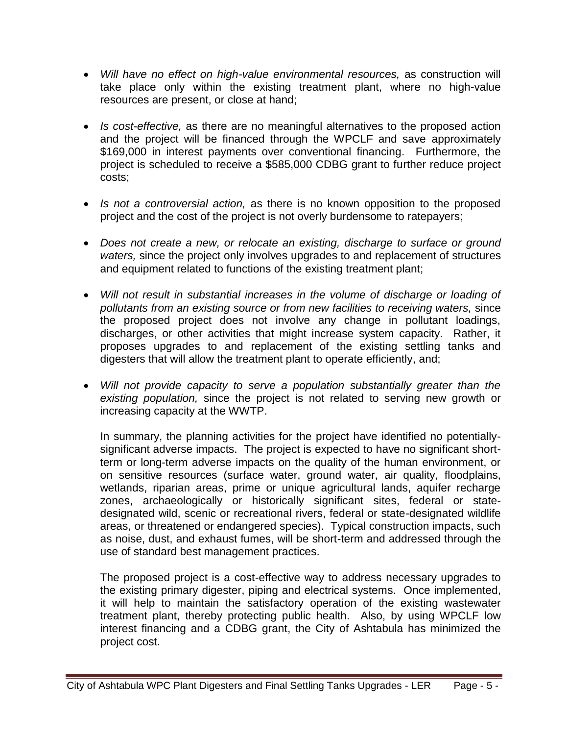- *Will have no effect on high-value environmental resources,* as construction will take place only within the existing treatment plant, where no high-value resources are present, or close at hand;

- *Is cost-effective,* as there are no meaningful alternatives to the proposed action and the project will be financed through the WPCLF and save approximately $169,000 in interest payments over conventional financing. Furthermore, the project is scheduled to receive a $585,000 CDBG grant to further reduce project costs;

- *Is not a controversial action,* as there is no known opposition to the proposed project and the cost of the project is not overly burdensome to ratepayers;

- *Does not create a new, or relocate an existing, discharge to surface or ground waters,* since the project only involves upgrades to and replacement of structures and equipment related to functions of the existing treatment plant;

- *Will not result in substantial increases in the volume of discharge or loading of pollutants from an existing source or from new facilities to receiving waters,* since the proposed project does not involve any change in pollutant loadings, discharges, or other activities that might increase system capacity. Rather, it proposes upgrades to and replacement of the existing settling tanks and digesters that will allow the treatment plant to operate efficiently, and;

- *Will not provide capacity to serve a population substantially greater than the existing population,* since the project is not related to serving new growth or increasing capacity at the WWTP.

  In summary, the planning activities for the project have identified no potentially-significant adverse impacts. The project is expected to have no significant short-term or long-term adverse impacts on the quality of the human environment, or on sensitive resources (surface water, ground water, air quality, floodplains, wetlands, riparian areas, prime or unique agricultural lands, aquifer recharge zones, archaeologically or historically significant sites, federal or state-designated wild, scenic or recreational rivers, federal or state-designated wildlife areas, or threatened or endangered species). Typical construction impacts, such as noise, dust, and exhaust fumes, will be short-term and addressed through the use of standard best management practices.

  The proposed project is a cost-effective way to address necessary upgrades to the existing primary digester, piping and electrical systems. Once implemented, it will help to maintain the satisfactory operation of the existing wastewater treatment plant, thereby protecting public health. Also, by using WPCLF low interest financing and a CDBG grant, the City of Ashtabula has minimized the project cost.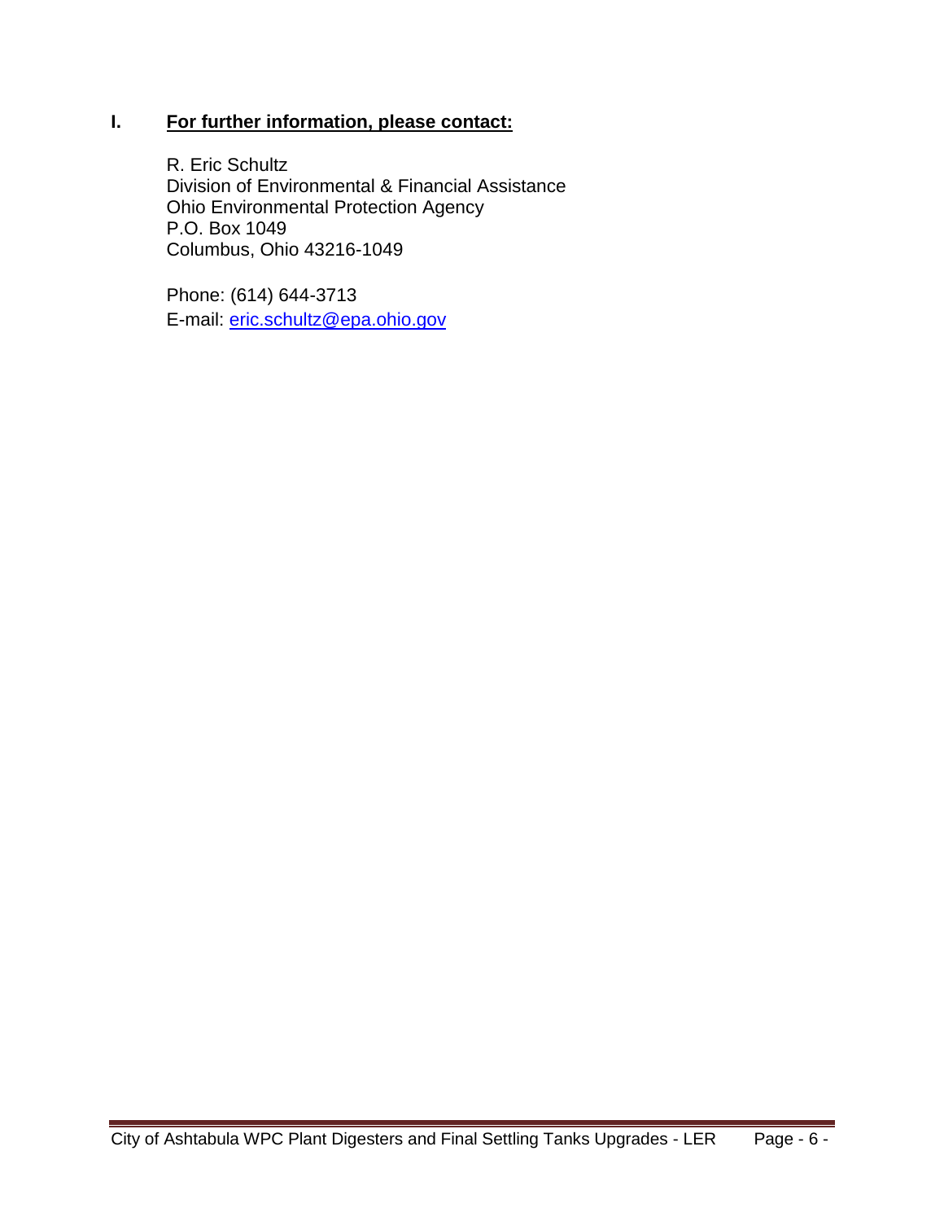## I. **For further information, please contact:**

R. Eric Schultz
Division of Environmental & Financial Assistance
Ohio Environmental Protection Agency
P.O. Box 1049
Columbus, Ohio 43216-1049

Phone: (614) 644-3713
E-mail: eric.schultz@epa.ohio.gov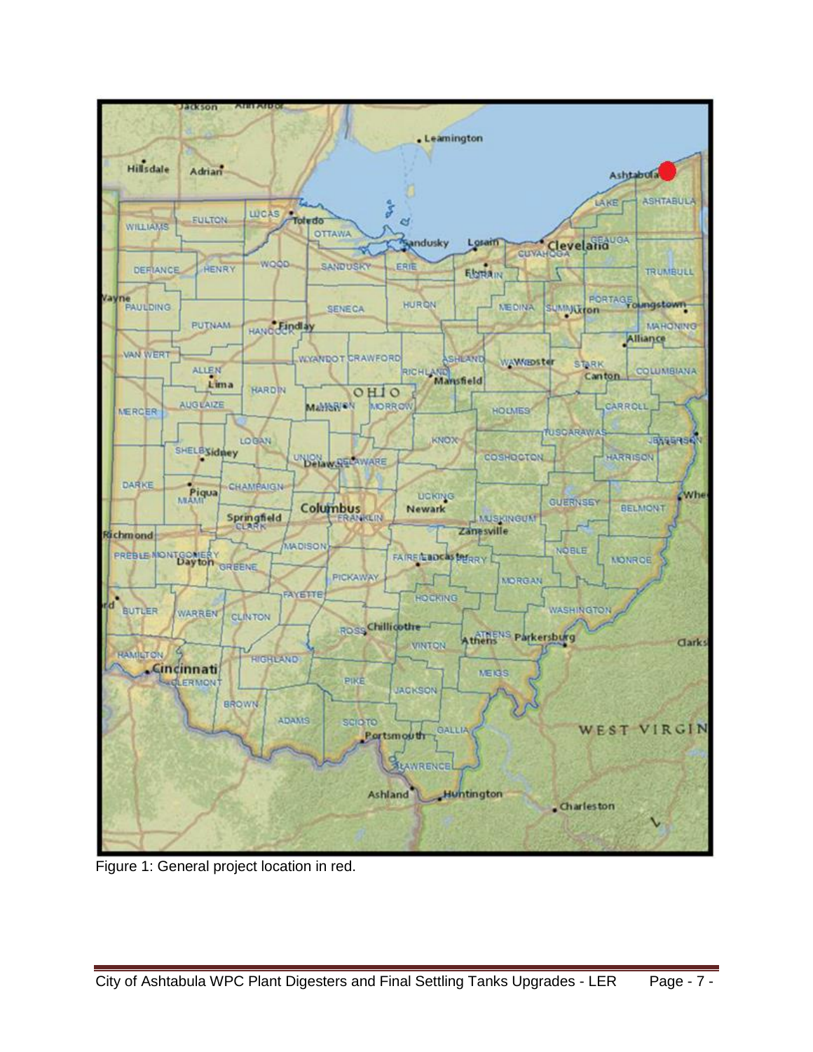Figure 1: General project location in red.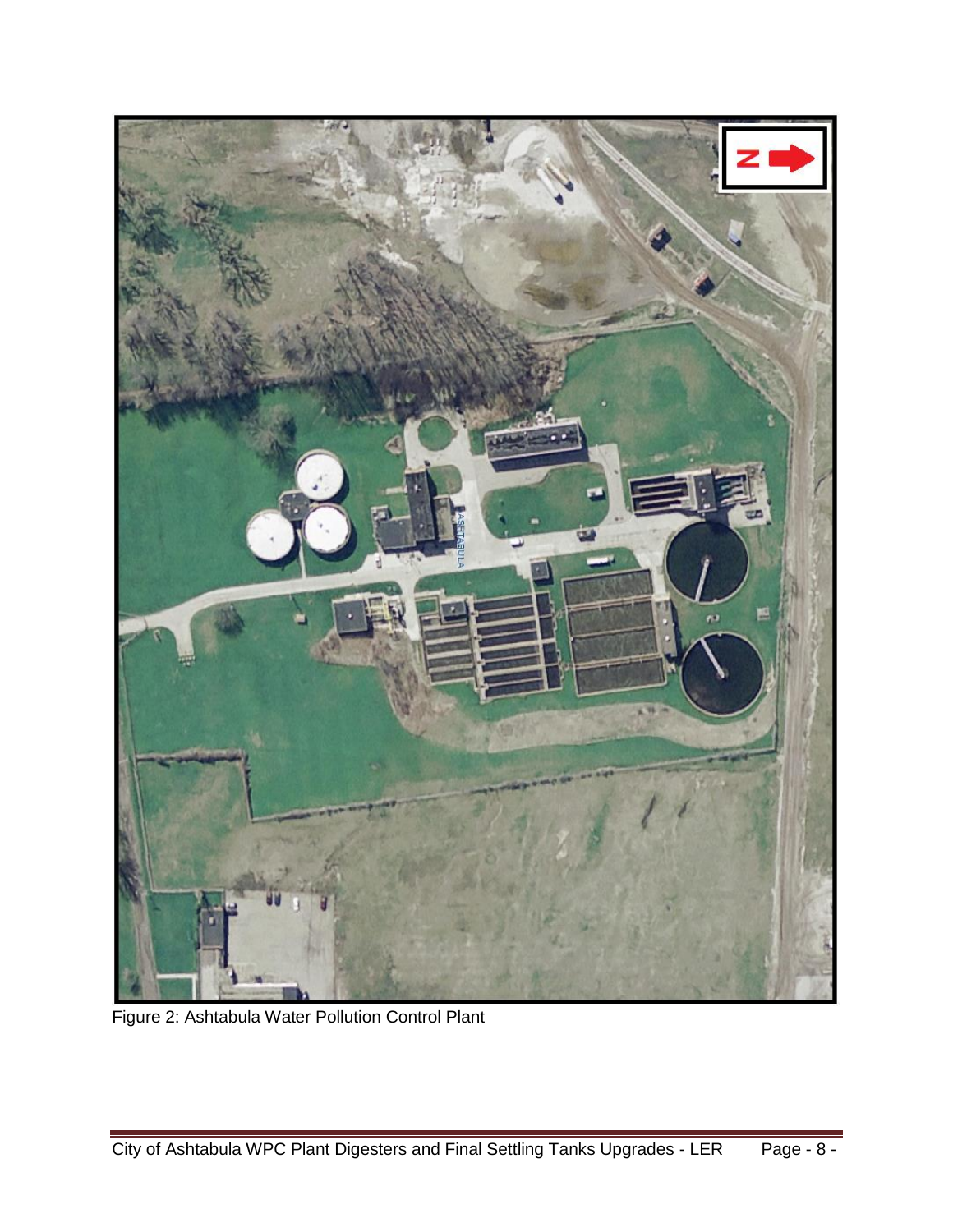Figure 2: Ashtabula Water Pollution Control Plant